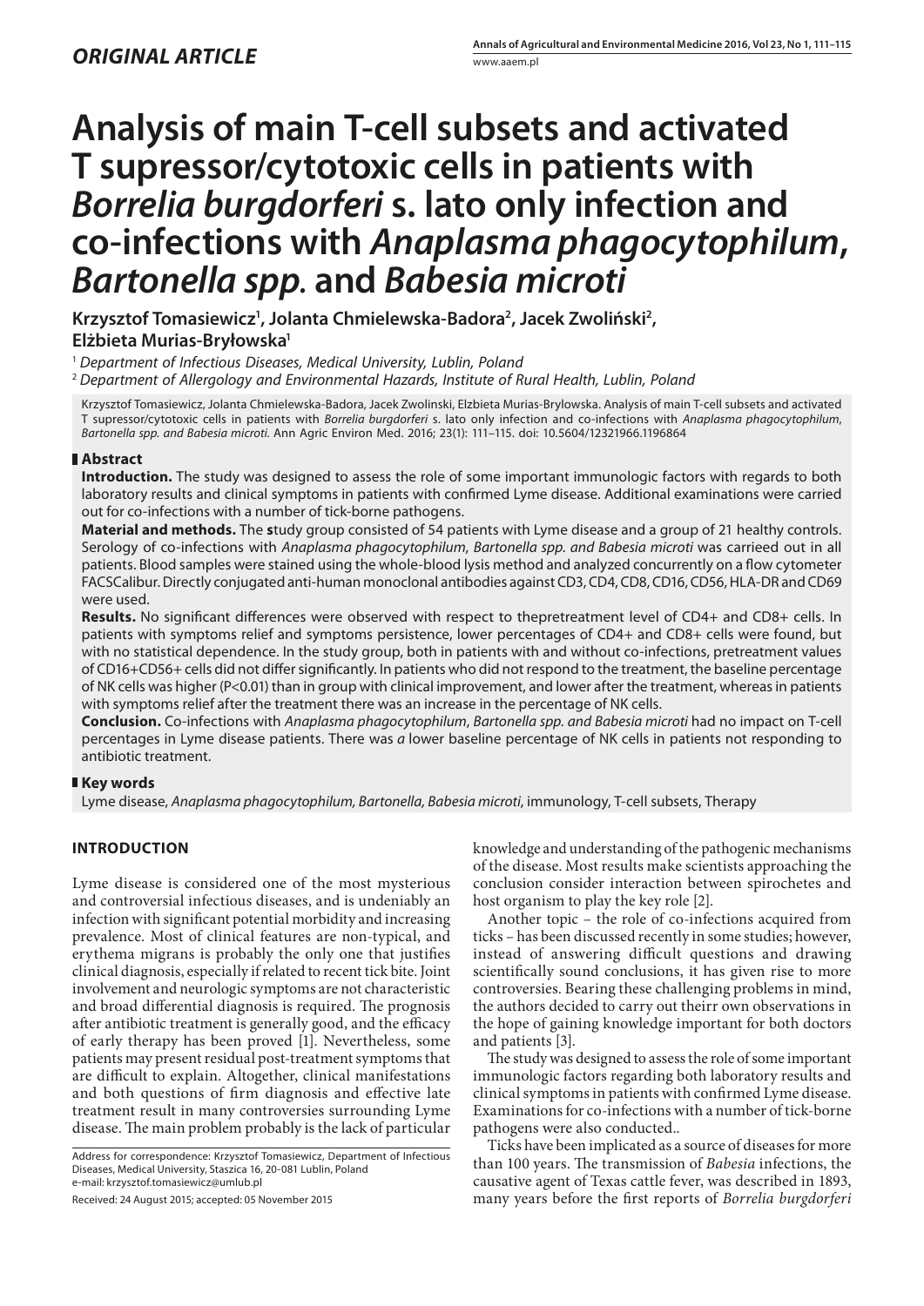*ORIGINAL ARTICLE*

# Analysis of main T-cell subsets and activated T supressor/cytotoxic cells in patients with *Borrelia burgdorferi* s. lato only infection and co-infections with *Anaplasma phagocytophilum*, *Bartonella spp.* and *Babesia microti*

**Krzysztof Tomasiewicz[1], Jolanta Chmielewska-Badora[2], Jacek Zwoliński[2], Elżbieta Murias-Bryłowska[1]**

[1] *Department of Infectious Diseases, Medical University, Lublin, Poland*
[2] *Department of Allergology and Environmental Hazards, Institute of Rural Health, Lublin, Poland*

Krzysztof Tomasiewicz, Jolanta Chmielewska-Badora, Jacek Zwolinski, Elzbieta Murias-Brylowska. Analysis of main T-cell subsets and activated T supressor/cytotoxic cells in patients with *Borrelia burgdorferi* s. lato only infection and co-infections with *Anaplasma phagocytophilum*, *Bartonella spp. and Babesia microti*. Ann Agric Environ Med. 2016; 23(1): 111–115. doi: 10.5604/12321966.1196864

## Abstract

**Introduction.** The study was designed to assess the role of some important immunologic factors with regards to both laboratory results and clinical symptoms in patients with confirmed Lyme disease. Additional examinations were carried out for co-infections with a number of tick-borne pathogens.

**Material and methods.** The **s**tudy group consisted of 54 patients with Lyme disease and a group of 21 healthy controls. Serology of co-infections with *Anaplasma phagocytophilum*, *Bartonella spp. and Babesia microti* was carrieed out in all patients. Blood samples were stained using the whole-blood lysis method and analyzed concurrently on a flow cytometer FACSCalibur. Directly conjugated anti-human monoclonal antibodies against CD3, CD4, CD8, CD16, CD56, HLA-DR and CD69 were used.

**Results.** No significant differences were observed with respect to thepretreatment level of CD4+ and CD8+ cells. In patients with symptoms relief and symptoms persistence, lower percentages of CD4+ and CD8+ cells were found, but with no statistical dependence. In the study group, both in patients with and without co-infections, pretreatment values of CD16+CD56+ cells did not differ significantly. In patients who did not respond to the treatment, the baseline percentage of NK cells was higher ($P<0.01$) than in group with clinical improvement, and lower after the treatment, whereas in patients with symptoms relief after the treatment there was an increase in the percentage of NK cells.

**Conclusion.** Co-infections with *Anaplasma phagocytophilum*, *Bartonella spp. and Babesia microti* had no impact on T-cell percentages in Lyme disease patients. There was *a* lower baseline percentage of NK cells in patients not responding to antibiotic treatment.

## Key words

Lyme disease, *Anaplasma phagocytophilum, Bartonella, Babesia microti*, immunology, T-cell subsets, Therapy

## INTRODUCTION

Lyme disease is considered one of the most mysterious and controversial infectious diseases, and is undeniably an infection with significant potential morbidity and increasing prevalence. Most of clinical features are non-typical, and erythema migrans is probably the only one that justifies clinical diagnosis, especially if related to recent tick bite. Joint involvement and neurologic symptoms are not characteristic and broad differential diagnosis is required. The prognosis after antibiotic treatment is generally good, and the efficacy of early therapy has been proved [1]. Nevertheless, some patients may present residual post-treatment symptoms that are difficult to explain. Altogether, clinical manifestations and both questions of firm diagnosis and effective late treatment result in many controversies surrounding Lyme disease. The main problem probably is the lack of particular knowledge and understanding of the pathogenic mechanisms of the disease. Most results make scientists approaching the conclusion consider interaction between spirochetes and host organism to play the key role [2].

Another topic – the role of co-infections acquired from ticks – has been discussed recently in some studies; however, instead of answering difficult questions and drawing scientifically sound conclusions, it has given rise to more controversies. Bearing these challenging problems in mind, the authors decided to carry out theirr own observations in the hope of gaining knowledge important for both doctors and patients [3].

The study was designed to assess the role of some important immunologic factors regarding both laboratory results and clinical symptoms in patients with confirmed Lyme disease. Examinations for co-infections with a number of tick-borne pathogens were also conducted..

Ticks have been implicated as a source of diseases for more than 100 years. The transmission of *Babesia* infections, the causative agent of Texas cattle fever, was described in 1893, many years before the first reports of *Borrelia burgdorferi*

Address for correspondence: Krzysztof Tomasiewicz, Department of Infectious Diseases, Medical University, Staszica 16, 20-081 Lublin, Poland
e-mail: krzysztof.tomasiewicz@umlub.pl

Received: 24 August 2015; accepted: 05 November 2015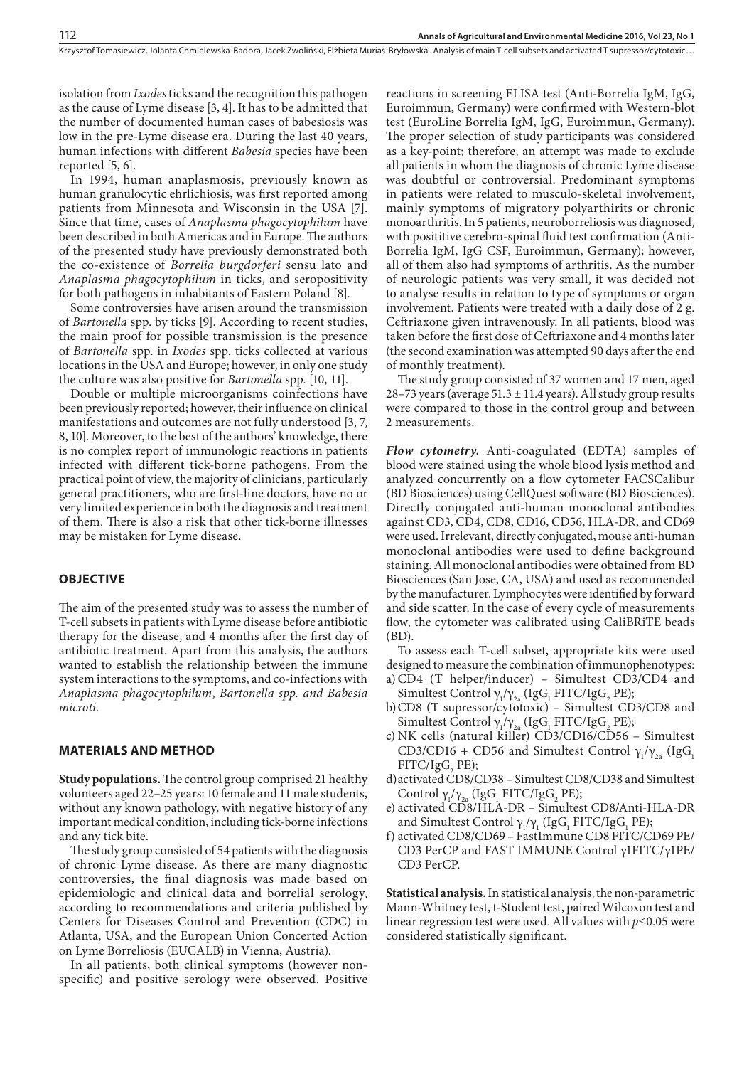isolation from *Ixodes* ticks and the recognition this pathogen as the cause of Lyme disease [3, 4]. It has to be admitted that the number of documented human cases of babesiosis was low in the pre-Lyme disease era. During the last 40 years, human infections with different *Babesia* species have been reported [5, 6].

In 1994, human anaplasmosis, previously known as human granulocytic ehrlichiosis, was first reported among patients from Minnesota and Wisconsin in the USA [7]. Since that time, cases of *Anaplasma phagocytophilum* have been described in both Americas and in Europe. The authors of the presented study have previously demonstrated both the co-existence of *Borrelia burgdorferi* sensu lato and *Anaplasma phagocytophilum* in ticks, and seropositivity for both pathogens in inhabitants of Eastern Poland [8].

Some controversies have arisen around the transmission of *Bartonella* spp. by ticks [9]. According to recent studies, the main proof for possible transmission is the presence of *Bartonella* spp. in *Ixodes* spp. ticks collected at various locations in the USA and Europe; however, in only one study the culture was also positive for *Bartonella* spp. [10, 11].

Double or multiple microorganisms coinfections have been previously reported; however, their influence on clinical manifestations and outcomes are not fully understood [3, 7, 8, 10]. Moreover, to the best of the authors' knowledge, there is no complex report of immunologic reactions in patients infected with different tick-borne pathogens. From the practical point of view, the majority of clinicians, particularly general practitioners, who are first-line doctors, have no or very limited experience in both the diagnosis and treatment of them. There is also a risk that other tick-borne illnesses may be mistaken for Lyme disease.

## OBJECTIVE

The aim of the presented study was to assess the number of T-cell subsets in patients with Lyme disease before antibiotic therapy for the disease, and 4 months after the first day of antibiotic treatment. Apart from this analysis, the authors wanted to establish the relationship between the immune system interactions to the symptoms, and co-infections with *Anaplasma phagocytophilum*, *Bartonella spp. and Babesia microti.*

## MATERIALS AND METHOD

**Study populations.** The control group comprised 21 healthy volunteers aged 22–25 years: 10 female and 11 male students, without any known pathology, with negative history of any important medical condition, including tick-borne infections and any tick bite.

The study group consisted of 54 patients with the diagnosis of chronic Lyme disease. As there are many diagnostic controversies, the final diagnosis was made based on epidemiologic and clinical data and borrelial serology, according to recommendations and criteria published by Centers for Diseases Control and Prevention (CDC) in Atlanta, USA, and the European Union Concerted Action on Lyme Borreliosis (EUCALB) in Vienna, Austria).

In all patients, both clinical symptoms (however non-specific) and positive serology were observed. Positive reactions in screening ELISA test (Anti-Borrelia IgM, IgG, Euroimmun, Germany) were confirmed with Western-blot test (EuroLine Borrelia IgM, IgG, Euroimmun, Germany). The proper selection of study participants was considered as a key-point; therefore, an attempt was made to exclude all patients in whom the diagnosis of chronic Lyme disease was doubtful or controversial. Predominant symptoms in patients were related to musculo-skeletal involvement, mainly symptoms of migratory polyarthirits or chronic monoarthritis. In 5 patients, neuroborreliosis was diagnosed, with posititive cerebro-spinal fluid test confirmation (Anti-Borrelia IgM, IgG CSF, Euroimmun, Germany); however, all of them also had symptoms of arthritis. As the number of neurologic patients was very small, it was decided not to analyse results in relation to type of symptoms or organ involvement. Patients were treated with a daily dose of 2 g. Ceftriaxone given intravenously. In all patients, blood was taken before the first dose of Ceftriaxone and 4 months later (the second examination was attempted 90 days after the end of monthly treatment).

The study group consisted of 37 women and 17 men, aged 28–73 years (average 51.3 ± 11.4 years). All study group results were compared to those in the control group and between 2 measurements.

***Flow cytometry.*** Anti-coagulated (EDTA) samples of blood were stained using the whole blood lysis method and analyzed concurrently on a flow cytometer FACSCalibur (BD Biosciences) using CellQuest software (BD Biosciences). Directly conjugated anti-human monoclonal antibodies against CD3, CD4, CD8, CD16, CD56, HLA-DR, and CD69 were used. Irrelevant, directly conjugated, mouse anti-human monoclonal antibodies were used to define background staining. All monoclonal antibodies were obtained from BD Biosciences (San Jose, CA, USA) and used as recommended by the manufacturer. Lymphocytes were identified by forward and side scatter. In the case of every cycle of measurements flow, the cytometer was calibrated using CaliBRiTE beads (BD).

To assess each T-cell subset, appropriate kits were used designed to measure the combination of immunophenotypes:

a) CD4 (T helper/inducer) – Simultest CD3/CD4 and Simultest Control $\gamma_1/\gamma_{2a}$ ($IgG_1$ FITC/$IgG_2$ PE);
b) CD8 (T supressor/cytotoxic) – Simultest CD3/CD8 and Simultest Control $\gamma_1/\gamma_{2a}$ ($IgG_1$ FITC/$IgG_2$ PE);
c) NK cells (natural killer) CD3/CD16/CD56 – Simultest CD3/CD16 + CD56 and Simultest Control $\gamma_1/\gamma_{2a}$ ($IgG_1$ FITC/$IgG_2$ PE);
d) activated CD8/CD38 – Simultest CD8/CD38 and Simultest Control $\gamma_1/\gamma_{2a}$ ($IgG_1$ FITC/$IgG_2$ PE);
e) activated CD8/HLA-DR – Simultest CD8/Anti-HLA-DR and Simultest Control $\gamma_1/\gamma_1$ ($IgG_1$ FITC/$IgG_1$ PE);
f) activated CD8/CD69 – FastImmune CD8 FITC/CD69 PE/CD3 PerCP and FAST IMMUNE Control γ1FITC/γ1PE/CD3 PerCP.

**Statistical analysis.** In statistical analysis, the non-parametric Mann-Whitney test, t-Student test, paired Wilcoxon test and linear regression test were used. All values with $p \le 0.05$ were considered statistically significant.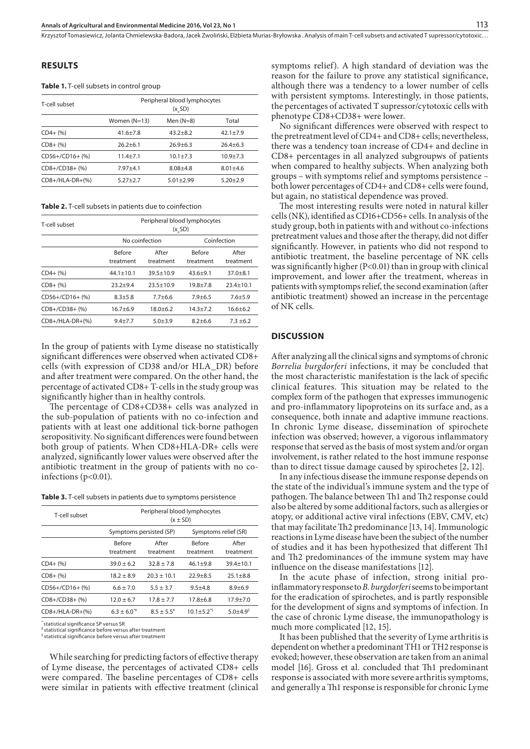## RESULTS

**Table 1.** T-cell subsets in control group

| T-cell subset | Peripheral blood lymphocytes ($x_{\pm}$SD) | | |
|---|---|---|---|
| | Women (N=13) | Men (N=8) | Total |
| CD4+ (%) | 41.6±7.8 | 43.2±8.2 | 42.1±7.9 |
| CD8+ (%) | 26.2±6.1 | 26.9±6.3 | 26.4±6.3 |
| CD56+/CD16+ (%) | 11.4±7.1 | 10.1±7.3 | 10.9±7.3 |
| CD8+/CD38+ (%) | 7.97±4.1 | 8.08±4.8 | 8.01±4.6 |
| CD8+/HLA-DR+(%) | 5.27±2.7 | 5.01±2.99 | 5.20±2.9 |

**Table 2.** T-cell subsets in patients due to coinfection

| T-cell subset | Peripheral blood lymphocytes ($x_{\pm}$SD) | | | |
|---|---|---|---|---|
| | No coinfection | | Coinfection | |
| | Before treatment | After treatment | Before treatment | After treatment |
| CD4+ (%) | 44.1±10.1 | 39.5±10.9 | 43.6±9.1 | 37.0±8.1 |
| CD8+ (%) | 23.2±9.4 | 23.5±10.9 | 19.8±7.8 | 23.4±10.1 |
| CD56+/CD16+ (%) | 8.3±5.8 | 7.7±6.6 | 7.9±6.5 | 7.6±5.9 |
| CD8+/CD38+ (%) | 16.7±6.9 | 18.0±6.2 | 14.3±7.2 | 16.6±6.2 |
| CD8+/HLA-DR+(%) | 9.4±7.7 | 5.0±3.9 | 8.2±6.6 | 7.3 ±6.2 |

In the group of patients with Lyme disease no statistically significant differences were observed when activated CD8+ cells (with expression of CD38 and/or HLA_DR) before and after treatment were compared. On the other hand, the percentage of activated CD8+ T-cells in the study group was significantly higher than in healthy controls.

The percentage of CD8+CD38+ cells was analyzed in the sub-population of patients with no co-infection and patients with at least one additional tick-borne pathogen seropositivity. No significant differences were found between both group of patients. When CD8+HLA-DR+ cells were analyzed, significantly lower values were observed after the antibiotic treatment in the group of patients with no co-infections ($p<0.01$).

**Table 3.** T-cell subsets in patients due to symptoms persistence

| T-cell subset | Peripheral blood lymphocytes ($x \pm$ SD) | | | |
|---|---|---|---|---|
| | Symptoms persisted (SP) | | Symptoms relief (SR) | |
| | Before treatment | After treatment | Before treatment | After treatment |
| CD4+ (%) | 39.0 ± 6.2 | 32.8 ± 7.8 | 46.1±9.8 | 39.4±10.1 |
| CD8+ (%) | 18.2 ± 8.9 | 20.3 ± 10.1 | 22.9±8.5 | 25.1±8.8 |
| CD56+/CD16+ (%) | 6.6 ± 7.0 | 5.5 ± 3.7 | 9.5±4.8 | 8.9±6.9 |
| CD8+/CD38+ (%) | 12.0 ± 6.7 | 17.8 ± 7.7 | 17.8±6.8 | 17.9±7.0 |
| CD8+/HLA-DR+(%) | 6.3 ± 6.0*# | 8.5 ± 5.5# | 10.1±5.2*$ | 5.0±4.9$ |

* statistical significance SP versus SR
# statistical significance before versus after treatment
$ statistical significance before versus after treatment

While searching for predicting factors of effective therapy of Lyme disease, the percentages of activated CD8+ cells were compared. The baseline percentages of CD8+ cells were similar in patients with effective treatment (clinical symptoms relief). A high standard of deviation was the reason for the failure to prove any statistical significance, although there was a tendency to a lower number of cells with persistent symptoms. Interestingly, in those patients, the percentages of activated T supressor/cytotoxic cells with phenotype CD8+CD38+ were lower.

No significant differences were observed with respect to the pretreatment level of CD4+ and CD8+ cells; nevertheless, there was a tendency toan increase of CD4+ and decline in CD8+ percentages in all analyzed subgroupws of patients when compared to healthy subjects. When analyzing both groups – with symptoms relief and symptoms persistence – both lower percentages of CD4+ and CD8+ cells were found, but again, no statistical dependence was proved.

The most interesting results were noted in natural killer cells (NK), identified as CD16+CD56+ cells. In analysis of the study group, both in patients with and without co-infections pretreatment values and those after the therapy, did not differ significantly. However, in patients who did not respond to antibiotic treatment, the baseline percentage of NK cells was significantly higher ($P<0.01$) than in group with clinical improvement, and lower after the treatment, whereas in patients with symptomps relief, the second examination (after antibiotic treatment) showed an increase in the percentage of NK cells.

## DISCUSSION

After analyzing all the clinical signs and symptoms of chronic *Borrelia burgdorferi* infections, it may be concluded that the most characteristic manifestation is the lack of specific clinical features. This situation may be related to the complex form of the pathogen that expresses immunogenic and pro-inflammatory lipoproteins on its surface and, as a consequence, both innate and adaptive immune reactions. In chronic Lyme disease, dissemination of spirochete infection was observed; however, a vigorous inflammatory response that served as the basis of most system and/or organ involvement, is rather related to the host immune response than to direct tissue damage caused by spirochetes [2, 12].

In any infectious disease the immune response depends on the state of the individual's immune system and the type of pathogen. The balance between Th1 and Th2 response could also be altered by some additional factors, such as allergies or atopy, or additional active viral infections (EBV, CMV, etc) that may facilitate Th2 predominance [13, 14]. Immunologic reactions in Lyme disease have been the subject of the number of studies and it has been hypothesized that different Th1 and Th2 predominances of the immune system may have influence on the disease manifestations [12].

In the acute phase of infection, strong initial pro-inflammatory response to *B. burgdorferi* seems to be important for the eradication of spirochetes, and is partly responsible for the development of signs and symptoms of infection. In the case of chronic Lyme disease, the immunopathology is much more complicated [12, 15].

It has been published that the severity of Lyme arthritis is dependent on whether a predominant TH1 or TH2 response is evoked; however, these observation are taken from an animal model [16]. Gross et al. concluded that Th1 predominant response is associated with more severe arthritis symptoms, and generally a Th1 response is responsible for chronic Lyme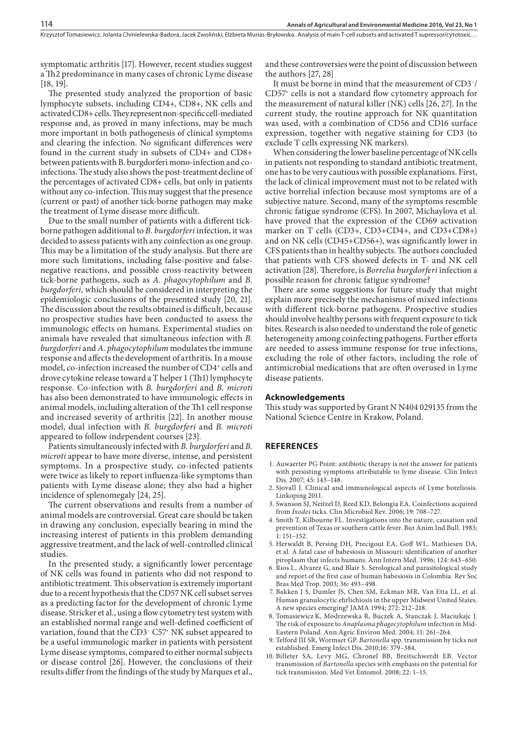symptomatic arthritis [17]. However, recent studies suggest a Th2 predominance in many cases of chronic Lyme disease [18, 19].

The presented study analyzed the proportion of basic lymphocyte subsets, including CD4+, CD8+, NK cells and activated CD8+ cells. They represent non-specific cell-mediated response and, as proved in many infections, may be much more important in both pathogenesis of clinical symptoms and clearing the infection. No significant differences were found in the current study in subsets of CD4+ and CD8+ between patients with B. burgdorferi mono-infection and co-infections. The study also shows the post-treatment decline of the percentages of activated CD8+ cells, but only in patients without any co-infection. This may suggest that the presence (current or past) of another tick-borne pathogen may make the treatment of Lyme disease more difficult.

Due to the small number of patients with a different tick-borne pathogen additional to *B. burgdorferi* infection, it was decided to assess patients with any coinfection as one group. This may be a limitation of the study analysis. But there are more such limitations, including false-positive and false-negative reactions, and possible cross-reactivity between tick-borne pathogens, such as *A. phagocytophilum* and *B. burgdorferi,* which should be considered in interpreting the epidemiologic conclusions of the presented study [20, 21]. The discussion about the results obtained is difficult, because no prospective studies have been conducted to assess the immunologic effects on humans. Experimental studies on animals have revealed that simultaneous infection with *B. burgdorferi* and *A. phagocytophilum* modulates the immune response and affects the development of arthritis. In a mouse model, co-infection increased the number of CD4+ cells and drove cytokine release toward a T helper 1 (Th1) lymphocyte response. Co-infection with *B. burgdorferi* and *B. microti* has also been demonstrated to have immunologic effects in animal models, including alteration of the Th1 cell response and increased severity of arthritis [22]. In another mouse model, dual infection with *B. burgdorferi* and *B. microti* appeared to follow independent courses [23].

Patients simultaneously infected with *B. burgdorferi* and *B. microti* appear to have more diverse, intense, and persistent symptoms. In a prospective study, co-infected patients were twice as likely to report influenza-like symptoms than patients with Lyme disease alone; they also had a higher incidence of splenomegaly [24, 25].

The current observations and results from a number of animal models are controversial. Great care should be taken in drawing any conclusion, especially bearing in mind the increasing interest of patients in this problem demanding aggressive treatment, and the lack of well-controlled clinical studies.

In the presented study, a significantly lower percentage of NK cells was found in patients who did not respond to antibiotic treatment. This observation is extremely important due to a recent hypothesis that the CD57 NK cell subset serves as a predicting factor for the development of chronic Lyme disease. Stricker et al., using a flow cytometry test system with an established normal range and well-defined coefficient of variation, found that the CD3− C57+ NK subset appeared to be a useful immunologic marker in patients with persistent Lyme disease symptoms, compared to either normal subjects or disease control [26]. However, the conclusions of their results differ from the findings of the study by Marques et al., and these controversies were the point of discussion between the authors [27, 28]

It must be borne in mind that the measurement of CD3−/CD57+ cells is not a standard flow cytometry approach for the measurement of natural killer (NK) cells [26, 27]. In the current study, the routine approach for NK quantitation was used, with a combination of CD56 and CD16 surface expression, together with negative staining for CD3 (to exclude T cells expressing NK markers).

When considering the lower baseline percentage of NK cells in patients not responding to standard antibiotic treatment, one has to be very cautious with possible explanations. First, the lack of clinical improvement must not to be related with active borrelial infection because most symptoms are of a subjective nature. Second, many of the symptoms resemble chronic fatigue syndrome (CFS). In 2007, Michaylova et al. have proved that the expression of the CD69 activation marker on T cells (CD3+, CD3+CD4+, and CD3+CD8+) and on NK cells (CD45+CD56+), was significantly lower in CFS patients than in healthy subjects. The authors concluded that patients with CFS showed defects in T- and NK cell activation [28]. Therefore, is *Borrelia burgdorferi* infection a possible reason for chronic fatigue syndrome?

There are some suggestions for future study that might explain more precisely the mechanisms of mixed infections with different tick-borne pathogens. Prospective studies should involve healthy persons with frequent exposure to tick bites. Research is also needed to understand the role of genetic heterogeneity among coinfecting pathogens. Further efforts are needed to assess immune response for true infections, excluding the role of other factors, including the role of antimicrobial medications that are often overused in Lyme disease patients.

## Acknowledgements

This study was supported by Grant N N404 029135 from the National Science Centre in Krakow, Poland.

## REFERENCES

1. Auwaerter PG Point: antibiotic therapy is not the answer for patients with persisting symptoms attributable to lyme disease. Clin Infect Dis. 2007; 45: 143–148.
2. Sjovall J. Clinical and immunological aspects of Lyme boreliosis. Linkoping 2011.
3. Swanson SJ, Neitzel D, Reed KD, Belongia EA. Coinfections acquired from *Ixodes* ticks. Clin Microbiol Rev. 2006; 19: 708–727.
4. Smith T, Kilbourne FL. Investigations into the nature, causation and prevention of Texas or southern cattle fever. Bur Anim Ind Bull. 1983; 1: 151–152.
5. Herwaldt B, Persing DH, Precigout EA, Goff WL, Mathiesen DA, et al. A fatal case of babesiosis in Missouri: identification of another piroplasm that infects humans. Ann Intern Med. 1996; 124: 643–650.
6. Rios L, Alvarez G, and Blair S. Serological and parasitological study and report of the first case of human babesiosis in Colombia. Rev Soc Bras Med Trop. 2003; 36: 493–498.
7. Bakken J S, Dumler JS, Chen SM, Eckman MR, Van Etta LL, et al. Human granulocytic ehrlichiosis in the upper Midwest United States. A new species emerging? JAMA 1994; 272: 212–218.
8. Tomasiewicz K, Modrzewska R, Buczek A, Stanczak J, Maciukajc J. The risk of exposure to *Anaplasma phagocytophilum* infection in Mid-Eastern Poland. Ann Agric Environ Med. 2004; 11: 261–264.
9. Telford III SR, Wormser GP. *Bartonella* spp. transmission by ticks not established. Emerg Infect Dis. 2010;16: 379–384.
10. Billeter SA, Levy MG, Chronel BB, Breitschwerdt EB. Vector transmission of *Bartonella* species with emphasis on the potential for tick transmission. Med Vet Entomol. 2008; 22: 1–15.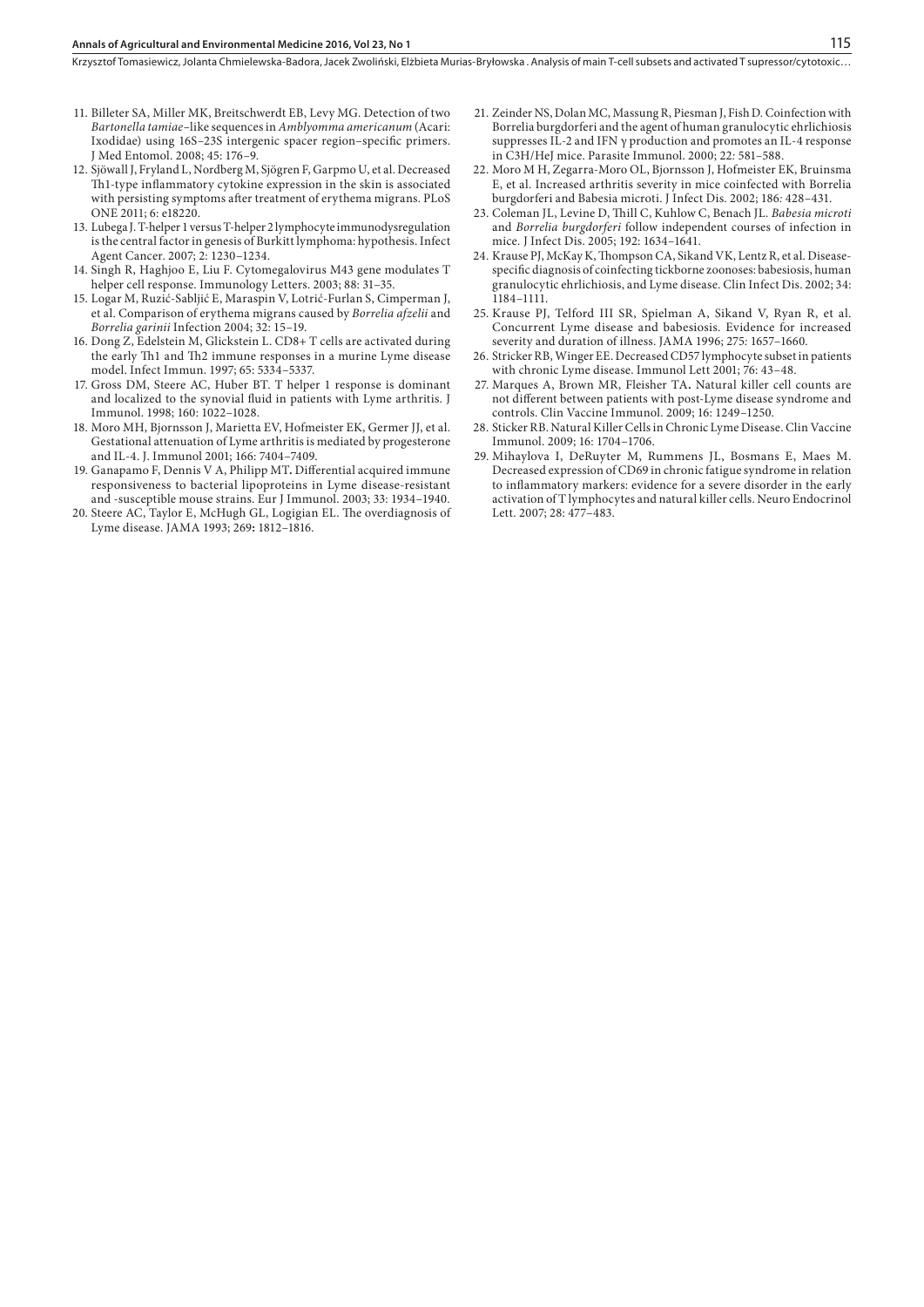11. Billeter SA, Miller MK, Breitschwerdt EB, Levy MG. Detection of two *Bartonella tamiae*–like sequences in *Amblyomma americanum* (Acari: Ixodidae) using 16S–23S intergenic spacer region–specific primers. J Med Entomol. 2008; 45: 176–9.
12. Sjöwall J, Fryland L, Nordberg M, Sjögren F, Garpmo U, et al. Decreased Th1-type inflammatory cytokine expression in the skin is associated with persisting symptoms after treatment of erythema migrans. PLoS ONE 2011; 6: e18220.
13. Lubega J. T-helper 1 versus T-helper 2 lymphocyte immunodysregulation is the central factor in genesis of Burkitt lymphoma: hypothesis. Infect Agent Cancer. 2007; 2: 1230–1234.
14. Singh R, Haghjoo E, Liu F. Cytomegalovirus M43 gene modulates T helper cell response. Immunology Letters. 2003; 88: 31–35.
15. Logar M, Ruzić-Sabljić E, Maraspin V, Lotrić-Furlan S, Cimperman J, et al. Comparison of erythema migrans caused by *Borrelia afzelii* and *Borrelia garinii* Infection 2004; 32: 15–19.
16. Dong Z, Edelstein M, Glickstein L. CD8+ T cells are activated during the early Th1 and Th2 immune responses in a murine Lyme disease model. Infect Immun. 1997; 65: 5334–5337.
17. Gross DM, Steere AC, Huber BT. T helper 1 response is dominant and localized to the synovial fluid in patients with Lyme arthritis. J Immunol. 1998; 160: 1022–1028.
18. Moro MH, Bjornsson J, Marietta EV, Hofmeister EK, Germer JJ, et al. Gestational attenuation of Lyme arthritis is mediated by progesterone and IL-4. J. Immunol 2001; 166: 7404–7409.
19. Ganapamo F, Dennis V A, Philipp MT. Differential acquired immune responsiveness to bacterial lipoproteins in Lyme disease-resistant and -susceptible mouse strains. Eur J Immunol. 2003; 33: 1934–1940.
20. Steere AC, Taylor E, McHugh GL, Logigian EL. The overdiagnosis of Lyme disease. JAMA 1993; 269**:** 1812–1816.
21. Zeinder NS, Dolan MC, Massung R, Piesman J, Fish D. Coinfection with Borrelia burgdorferi and the agent of human granulocytic ehrlichiosis suppresses IL-2 and IFN γ production and promotes an IL-4 response in C3H/HeJ mice. Parasite Immunol. 2000; 22*:* 581–588.
22. Moro M H, Zegarra-Moro OL, Bjornsson J, Hofmeister EK, Bruinsma E, et al. Increased arthritis severity in mice coinfected with Borrelia burgdorferi and Babesia microti. J Infect Dis. 2002; 186*:* 428–431.
23. Coleman JL, Levine D, Thill C, Kuhlow C, Benach JL. *Babesia microti* and *Borrelia burgdorferi* follow independent courses of infection in mice. J Infect Dis. 2005; 192: 1634–1641.
24. Krause PJ, McKay K, Thompson CA, Sikand VK, Lentz R, et al. Disease-specific diagnosis of coinfecting tickborne zoonoses: babesiosis, human granulocytic ehrlichiosis, and Lyme disease. Clin Infect Dis. 2002; 34: 1184–1111.
25. Krause PJ, Telford III SR, Spielman A, Sikand V, Ryan R, et al. Concurrent Lyme disease and babesiosis. Evidence for increased severity and duration of illness. JAMA 1996; 275*:* 1657–1660.
26. Stricker RB, Winger EE. Decreased CD57 lymphocyte subset in patients with chronic Lyme disease. Immunol Lett 2001; 76: 43–48.
27. Marques A, Brown MR, Fleisher TA**.** Natural killer cell counts are not different between patients with post-Lyme disease syndrome and controls. Clin Vaccine Immunol. 2009; 16: 1249–1250.
28. Sticker RB. Natural Killer Cells in Chronic Lyme Disease. Clin Vaccine Immunol. 2009; 16: 1704–1706.
29. Mihaylova I, DeRuyter M, Rummens JL, Bosmans E, Maes M. Decreased expression of CD69 in chronic fatigue syndrome in relation to inflammatory markers: evidence for a severe disorder in the early activation of T lymphocytes and natural killer cells. Neuro Endocrinol Lett. 2007; 28: 477–483.